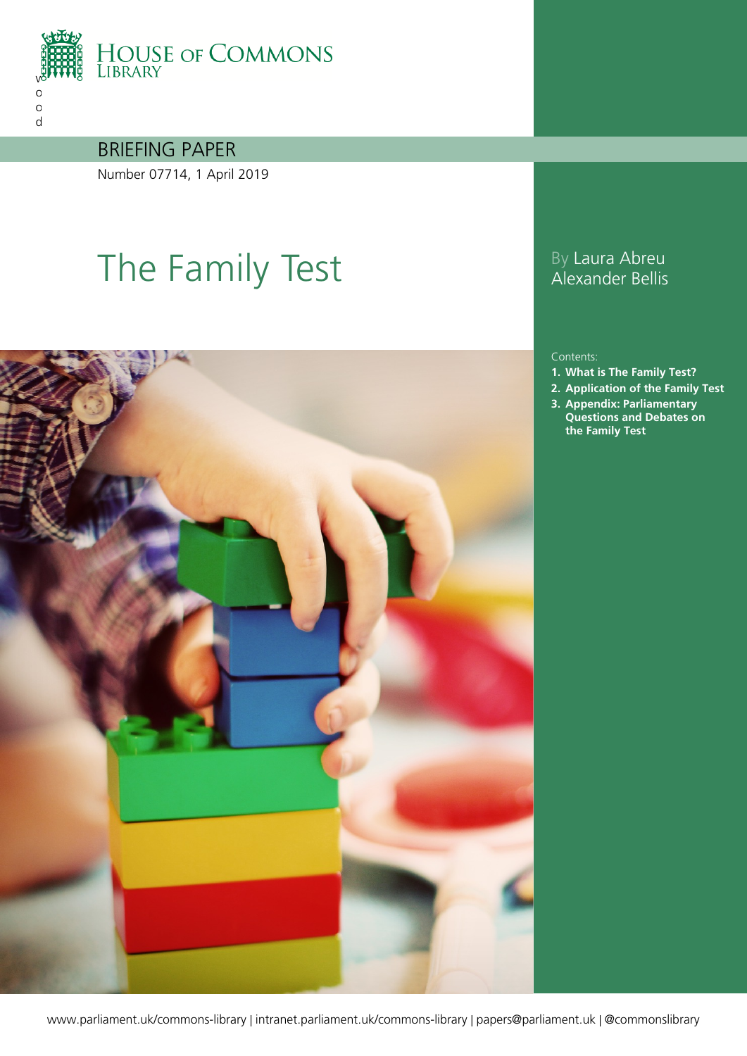HOUSE OF COMMONS LIBRARY

BRIEFING PAPER

Number 07714, 1 April 2019

# The Family Test

By Laura Abreu
Alexander Bellis

Contents:

1. **What is The Family Test?**
2. **Application of the Family Test**
3. **Appendix: Parliamentary Questions and Debates on the Family Test**

www.parliament.uk/commons-library | intranet.parliament.uk/commons-library | papers@parliament.uk | @commonslibrary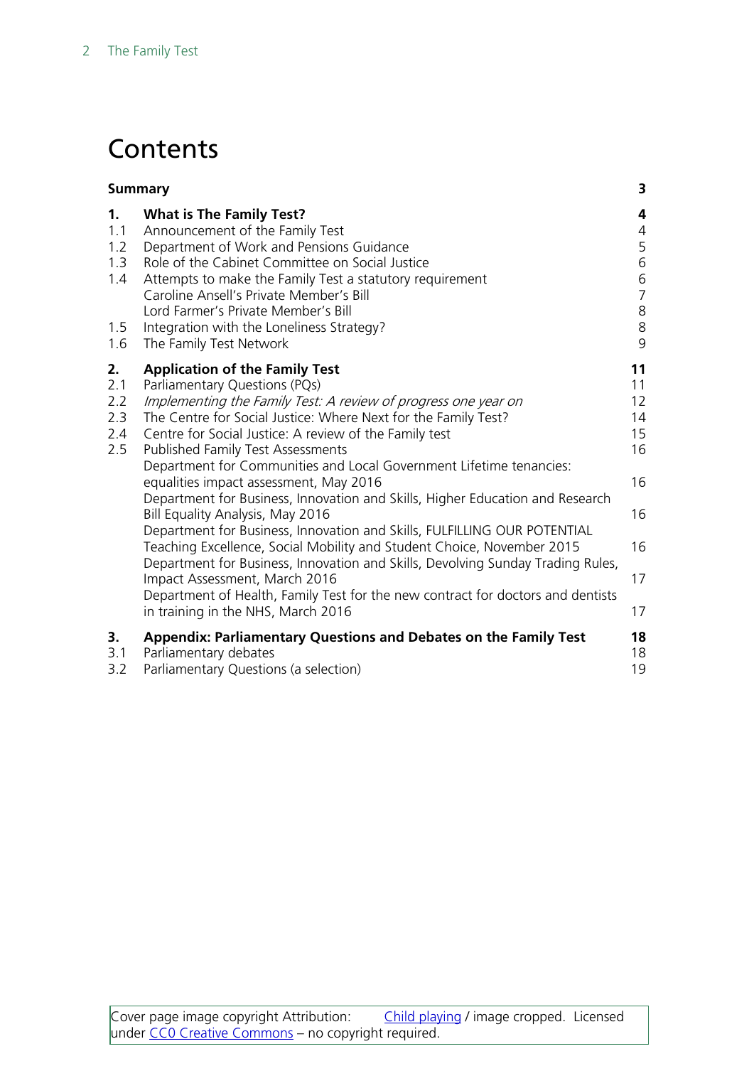# Contents

| | | |
|---|---|---|
| **Summary** | | **3** |
| **1.** | **What is The Family Test?** | **4** |
| 1.1 | Announcement of the Family Test | 4 |
| 1.2 | Department of Work and Pensions Guidance | 5 |
| 1.3 | Role of the Cabinet Committee on Social Justice | 6 |
| 1.4 | Attempts to make the Family Test a statutory requirement | 6 |
| | Caroline Ansell's Private Member's Bill | 7 |
| | Lord Farmer's Private Member's Bill | 8 |
| 1.5 | Integration with the Loneliness Strategy? | 8 |
| 1.6 | The Family Test Network | 9 |
| **2.** | **Application of the Family Test** | **11** |
| 2.1 | Parliamentary Questions (PQs) | 11 |
| 2.2 | *Implementing the Family Test: A review of progress one year on* | 12 |
| 2.3 | The Centre for Social Justice: Where Next for the Family Test? | 14 |
| 2.4 | Centre for Social Justice: A review of the Family test | 15 |
| 2.5 | Published Family Test Assessments | 16 |
| | Department for Communities and Local Government Lifetime tenancies: equalities impact assessment, May 2016 | 16 |
| | Department for Business, Innovation and Skills, Higher Education and Research Bill Equality Analysis, May 2016 | 16 |
| | Department for Business, Innovation and Skills, FULFILLING OUR POTENTIAL Teaching Excellence, Social Mobility and Student Choice, November 2015 | 16 |
| | Department for Business, Innovation and Skills, Devolving Sunday Trading Rules, Impact Assessment, March 2016 | 17 |
| | Department of Health, Family Test for the new contract for doctors and dentists in training in the NHS, March 2016 | 17 |
| **3.** | **Appendix: Parliamentary Questions and Debates on the Family Test** | **18** |
| 3.1 | Parliamentary debates | 18 |
| 3.2 | Parliamentary Questions (a selection) | 19 |

Cover page image copyright Attribution: Child playing / image cropped. Licensed under CC0 Creative Commons – no copyright required.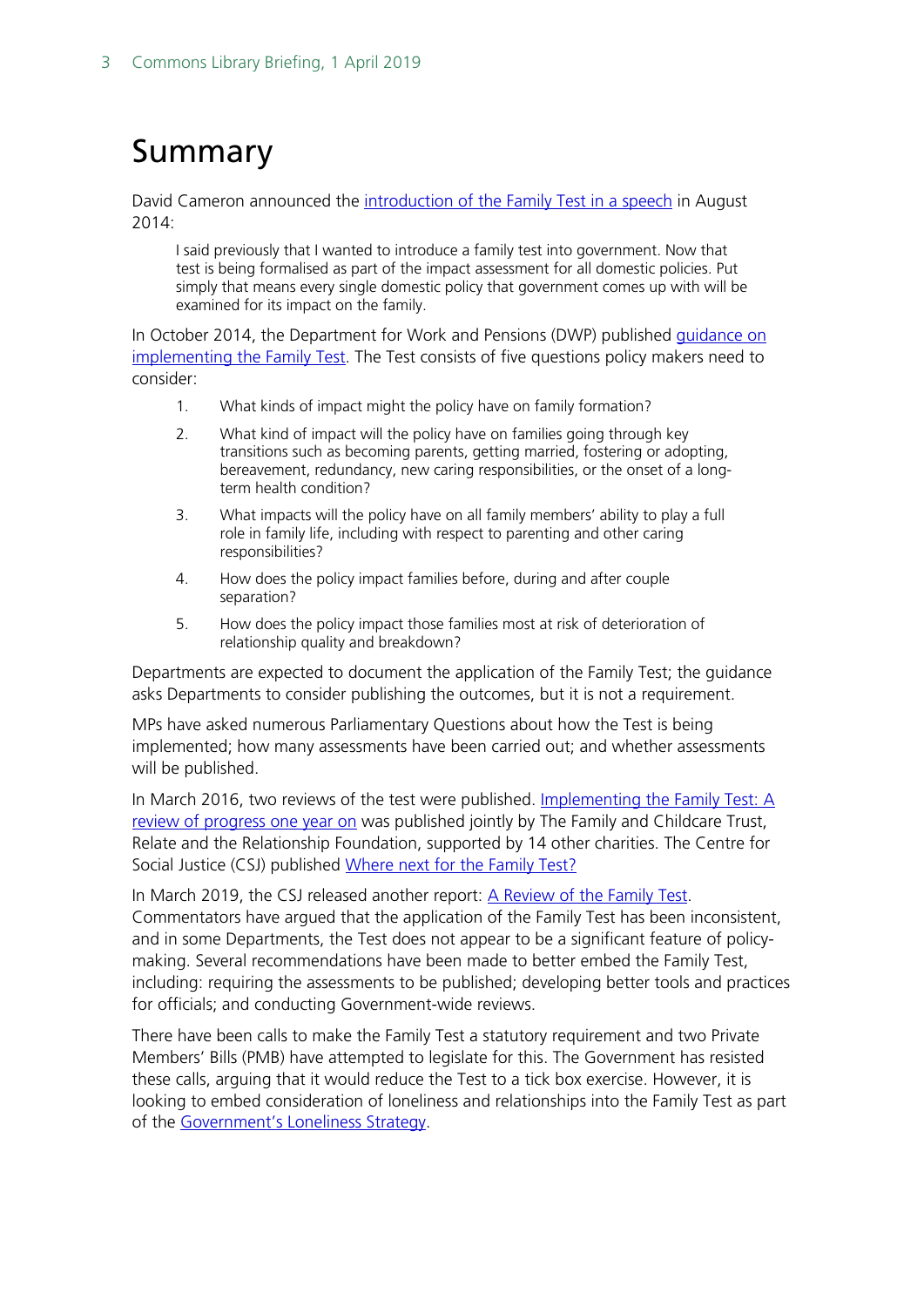# Summary

David Cameron announced the introduction of the Family Test in a speech in August 2014:

> I said previously that I wanted to introduce a family test into government. Now that test is being formalised as part of the impact assessment for all domestic policies. Put simply that means every single domestic policy that government comes up with will be examined for its impact on the family.

In October 2014, the Department for Work and Pensions (DWP) published guidance on implementing the Family Test. The Test consists of five questions policy makers need to consider:

1. What kinds of impact might the policy have on family formation?
2. What kind of impact will the policy have on families going through key transitions such as becoming parents, getting married, fostering or adopting, bereavement, redundancy, new caring responsibilities, or the onset of a long-term health condition?
3. What impacts will the policy have on all family members' ability to play a full role in family life, including with respect to parenting and other caring responsibilities?
4. How does the policy impact families before, during and after couple separation?
5. How does the policy impact those families most at risk of deterioration of relationship quality and breakdown?

Departments are expected to document the application of the Family Test; the guidance asks Departments to consider publishing the outcomes, but it is not a requirement.

MPs have asked numerous Parliamentary Questions about how the Test is being implemented; how many assessments have been carried out; and whether assessments will be published.

In March 2016, two reviews of the test were published. Implementing the Family Test: A review of progress one year on was published jointly by The Family and Childcare Trust, Relate and the Relationship Foundation, supported by 14 other charities. The Centre for Social Justice (CSJ) published Where next for the Family Test?

In March 2019, the CSJ released another report: A Review of the Family Test. Commentators have argued that the application of the Family Test has been inconsistent, and in some Departments, the Test does not appear to be a significant feature of policy-making. Several recommendations have been made to better embed the Family Test, including: requiring the assessments to be published; developing better tools and practices for officials; and conducting Government-wide reviews.

There have been calls to make the Family Test a statutory requirement and two Private Members' Bills (PMB) have attempted to legislate for this. The Government has resisted these calls, arguing that it would reduce the Test to a tick box exercise. However, it is looking to embed consideration of loneliness and relationships into the Family Test as part of the Government's Loneliness Strategy.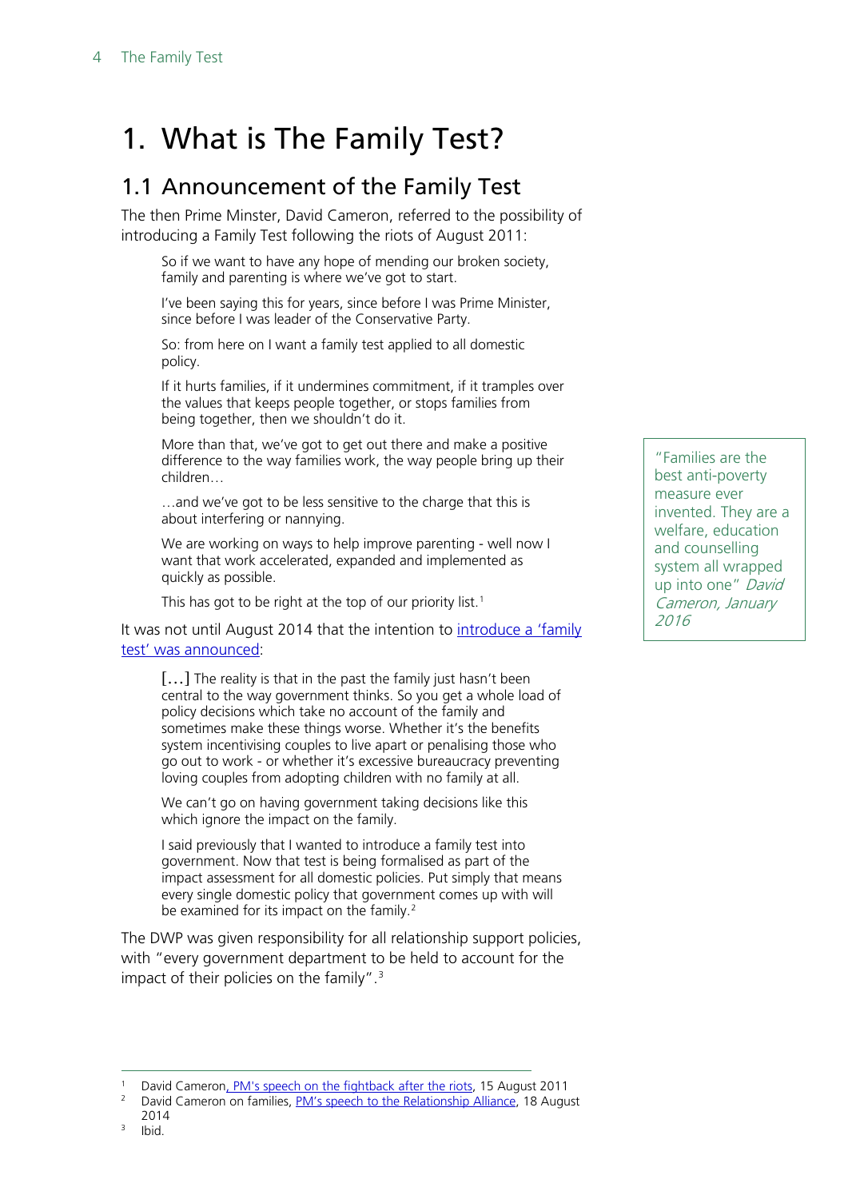# 1. What is The Family Test?

## 1.1 Announcement of the Family Test

The then Prime Minster, David Cameron, referred to the possibility of introducing a Family Test following the riots of August 2011:

> So if we want to have any hope of mending our broken society, family and parenting is where we've got to start.
>
> I've been saying this for years, since before I was Prime Minister, since before I was leader of the Conservative Party.
>
> So: from here on I want a family test applied to all domestic policy.
>
> If it hurts families, if it undermines commitment, if it tramples over the values that keeps people together, or stops families from being together, then we shouldn't do it.
>
> More than that, we've got to get out there and make a positive difference to the way families work, the way people bring up their children…
>
> …and we've got to be less sensitive to the charge that this is about interfering or nannying.
>
> We are working on ways to help improve parenting - well now I want that work accelerated, expanded and implemented as quickly as possible.
>
> This has got to be right at the top of our priority list.[1]

"Families are the best anti-poverty measure ever invented. They are a welfare, education and counselling system all wrapped up into one" *David Cameron, January 2016*

It was not until August 2014 that the intention to introduce a 'family test' was announced:

> […] The reality is that in the past the family just hasn't been central to the way government thinks. So you get a whole load of policy decisions which take no account of the family and sometimes make these things worse. Whether it's the benefits system incentivising couples to live apart or penalising those who go out to work - or whether it's excessive bureaucracy preventing loving couples from adopting children with no family at all.
>
> We can't go on having government taking decisions like this which ignore the impact on the family.
>
> I said previously that I wanted to introduce a family test into government. Now that test is being formalised as part of the impact assessment for all domestic policies. Put simply that means every single domestic policy that government comes up with will be examined for its impact on the family.[2]

The DWP was given responsibility for all relationship support policies, with "every government department to be held to account for the impact of their policies on the family".[3]

---

1 David Cameron, PM's speech on the fightback after the riots, 15 August 2011
2 David Cameron on families, PM's speech to the Relationship Alliance, 18 August 2014
3 Ibid.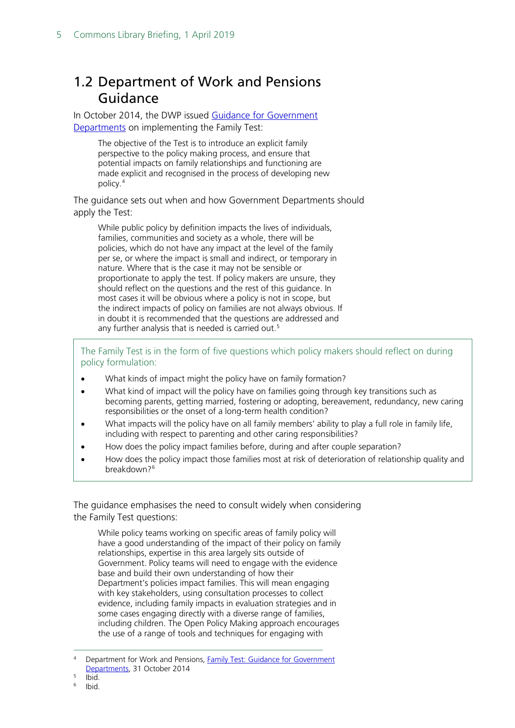## 1.2 Department of Work and Pensions Guidance

In October 2014, the DWP issued Guidance for Government Departments on implementing the Family Test:

> The objective of the Test is to introduce an explicit family perspective to the policy making process, and ensure that potential impacts on family relationships and functioning are made explicit and recognised in the process of developing new policy.[4]

The guidance sets out when and how Government Departments should apply the Test:

> While public policy by definition impacts the lives of individuals, families, communities and society as a whole, there will be policies, which do not have any impact at the level of the family per se, or where the impact is small and indirect, or temporary in nature. Where that is the case it may not be sensible or proportionate to apply the test. If policy makers are unsure, they should reflect on the questions and the rest of this guidance. In most cases it will be obvious where a policy is not in scope, but the indirect impacts of policy on families are not always obvious. If in doubt it is recommended that the questions are addressed and any further analysis that is needed is carried out.[5]

The Family Test is in the form of five questions which policy makers should reflect on during policy formulation:

- What kinds of impact might the policy have on family formation?
- What kind of impact will the policy have on families going through key transitions such as becoming parents, getting married, fostering or adopting, bereavement, redundancy, new caring responsibilities or the onset of a long-term health condition?
- What impacts will the policy have on all family members' ability to play a full role in family life, including with respect to parenting and other caring responsibilities?
- How does the policy impact families before, during and after couple separation?
- How does the policy impact those families most at risk of deterioration of relationship quality and breakdown?[6]

The guidance emphasises the need to consult widely when considering the Family Test questions:

> While policy teams working on specific areas of family policy will have a good understanding of the impact of their policy on family relationships, expertise in this area largely sits outside of Government. Policy teams will need to engage with the evidence base and build their own understanding of how their Department's policies impact families. This will mean engaging with key stakeholders, using consultation processes to collect evidence, including family impacts in evaluation strategies and in some cases engaging directly with a diverse range of families, including children. The Open Policy Making approach encourages the use of a range of tools and techniques for engaging with

---

[4] Department for Work and Pensions, Family Test: Guidance for Government Departments, 31 October 2014

[5] Ibid.

[6] Ibid.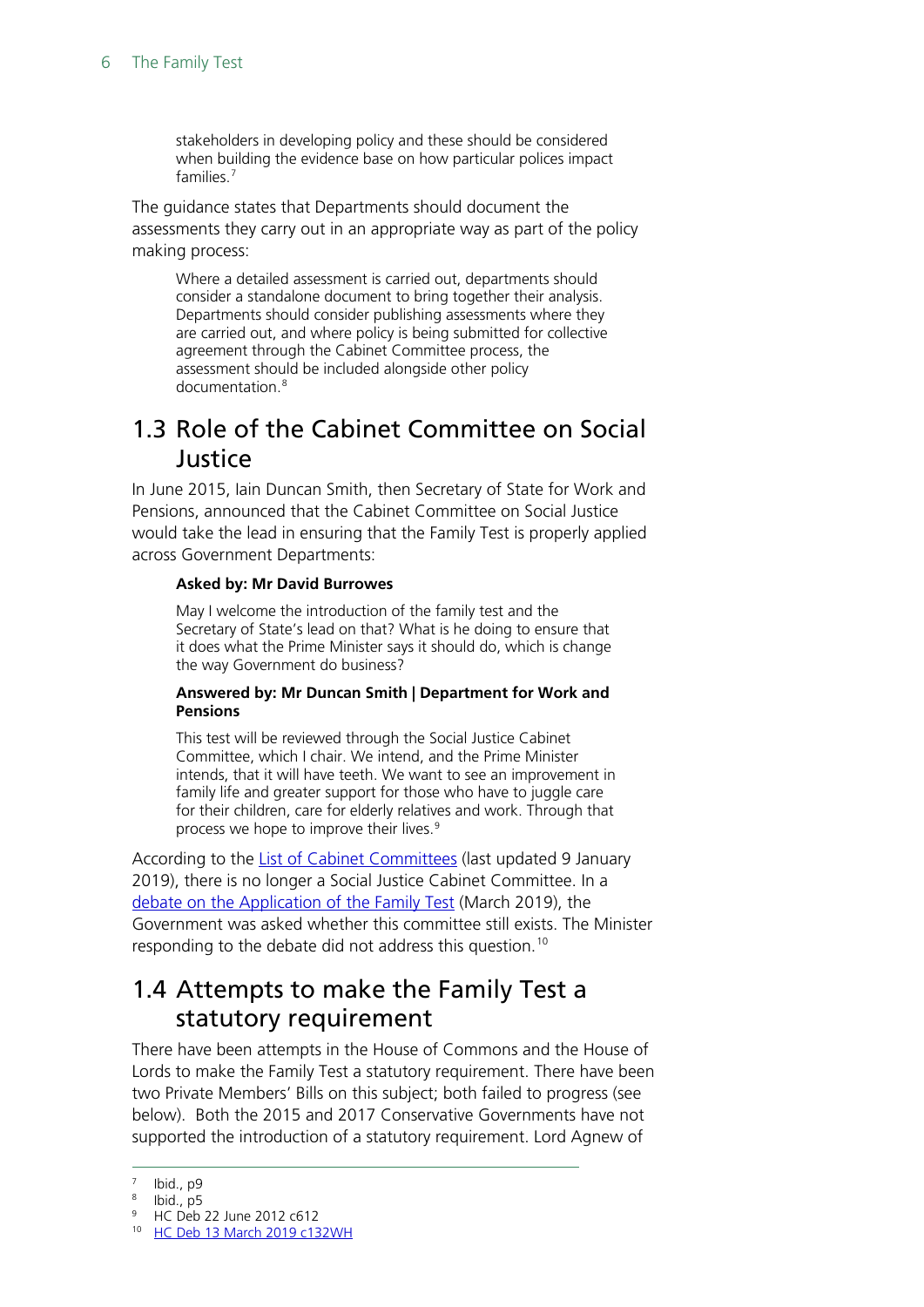> stakeholders in developing policy and these should be considered when building the evidence base on how particular polices impact families.[7]

The guidance states that Departments should document the assessments they carry out in an appropriate way as part of the policy making process:

> Where a detailed assessment is carried out, departments should consider a standalone document to bring together their analysis. Departments should consider publishing assessments where they are carried out, and where policy is being submitted for collective agreement through the Cabinet Committee process, the assessment should be included alongside other policy documentation.[8]

## 1.3 Role of the Cabinet Committee on Social Justice

In June 2015, Iain Duncan Smith, then Secretary of State for Work and Pensions, announced that the Cabinet Committee on Social Justice would take the lead in ensuring that the Family Test is properly applied across Government Departments:

> **Asked by: Mr David Burrowes**
>
> May I welcome the introduction of the family test and the Secretary of State's lead on that? What is he doing to ensure that it does what the Prime Minister says it should do, which is change the way Government do business?
>
> **Answered by: Mr Duncan Smith | Department for Work and Pensions**
>
> This test will be reviewed through the Social Justice Cabinet Committee, which I chair. We intend, and the Prime Minister intends, that it will have teeth. We want to see an improvement in family life and greater support for those who have to juggle care for their children, care for elderly relatives and work. Through that process we hope to improve their lives.[9]

According to the List of Cabinet Committees (last updated 9 January 2019), there is no longer a Social Justice Cabinet Committee. In a debate on the Application of the Family Test (March 2019), the Government was asked whether this committee still exists. The Minister responding to the debate did not address this question.[10]

## 1.4 Attempts to make the Family Test a statutory requirement

There have been attempts in the House of Commons and the House of Lords to make the Family Test a statutory requirement. There have been two Private Members' Bills on this subject; both failed to progress (see below). Both the 2015 and 2017 Conservative Governments have not supported the introduction of a statutory requirement. Lord Agnew of

---

[7] Ibid., p9

[8] Ibid., p5

[9] HC Deb 22 June 2012 c612

[10] HC Deb 13 March 2019 c132WH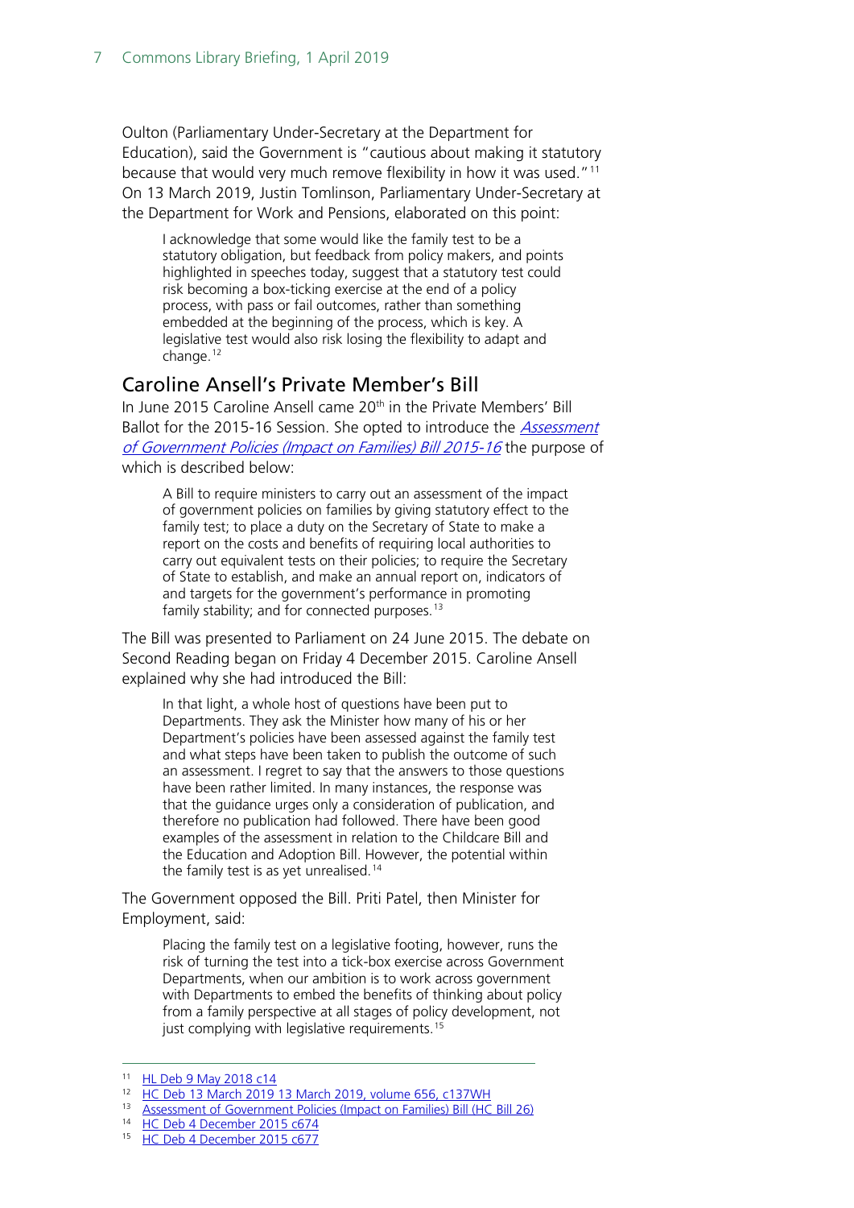Oulton (Parliamentary Under-Secretary at the Department for Education), said the Government is "cautious about making it statutory because that would very much remove flexibility in how it was used."[11] On 13 March 2019, Justin Tomlinson, Parliamentary Under-Secretary at the Department for Work and Pensions, elaborated on this point:

> I acknowledge that some would like the family test to be a statutory obligation, but feedback from policy makers, and points highlighted in speeches today, suggest that a statutory test could risk becoming a box-ticking exercise at the end of a policy process, with pass or fail outcomes, rather than something embedded at the beginning of the process, which is key. A legislative test would also risk losing the flexibility to adapt and change.[12]

## Caroline Ansell's Private Member's Bill

In June 2015 Caroline Ansell came 20th in the Private Members' Bill Ballot for the 2015-16 Session. She opted to introduce the *Assessment of Government Policies (Impact on Families) Bill 2015-16* the purpose of which is described below:

> A Bill to require ministers to carry out an assessment of the impact of government policies on families by giving statutory effect to the family test; to place a duty on the Secretary of State to make a report on the costs and benefits of requiring local authorities to carry out equivalent tests on their policies; to require the Secretary of State to establish, and make an annual report on, indicators of and targets for the government's performance in promoting family stability; and for connected purposes.[13]

The Bill was presented to Parliament on 24 June 2015. The debate on Second Reading began on Friday 4 December 2015. Caroline Ansell explained why she had introduced the Bill:

> In that light, a whole host of questions have been put to Departments. They ask the Minister how many of his or her Department's policies have been assessed against the family test and what steps have been taken to publish the outcome of such an assessment. I regret to say that the answers to those questions have been rather limited. In many instances, the response was that the guidance urges only a consideration of publication, and therefore no publication had followed. There have been good examples of the assessment in relation to the Childcare Bill and the Education and Adoption Bill. However, the potential within the family test is as yet unrealised.[14]

The Government opposed the Bill. Priti Patel, then Minister for Employment, said:

> Placing the family test on a legislative footing, however, runs the risk of turning the test into a tick-box exercise across Government Departments, when our ambition is to work across government with Departments to embed the benefits of thinking about policy from a family perspective at all stages of policy development, not just complying with legislative requirements.[15]

---

[11] HL Deb 9 May 2018 c14
[12] HC Deb 13 March 2019 13 March 2019, volume 656, c137WH
[13] Assessment of Government Policies (Impact on Families) Bill (HC Bill 26)
[14] HC Deb 4 December 2015 c674
[15] HC Deb 4 December 2015 c677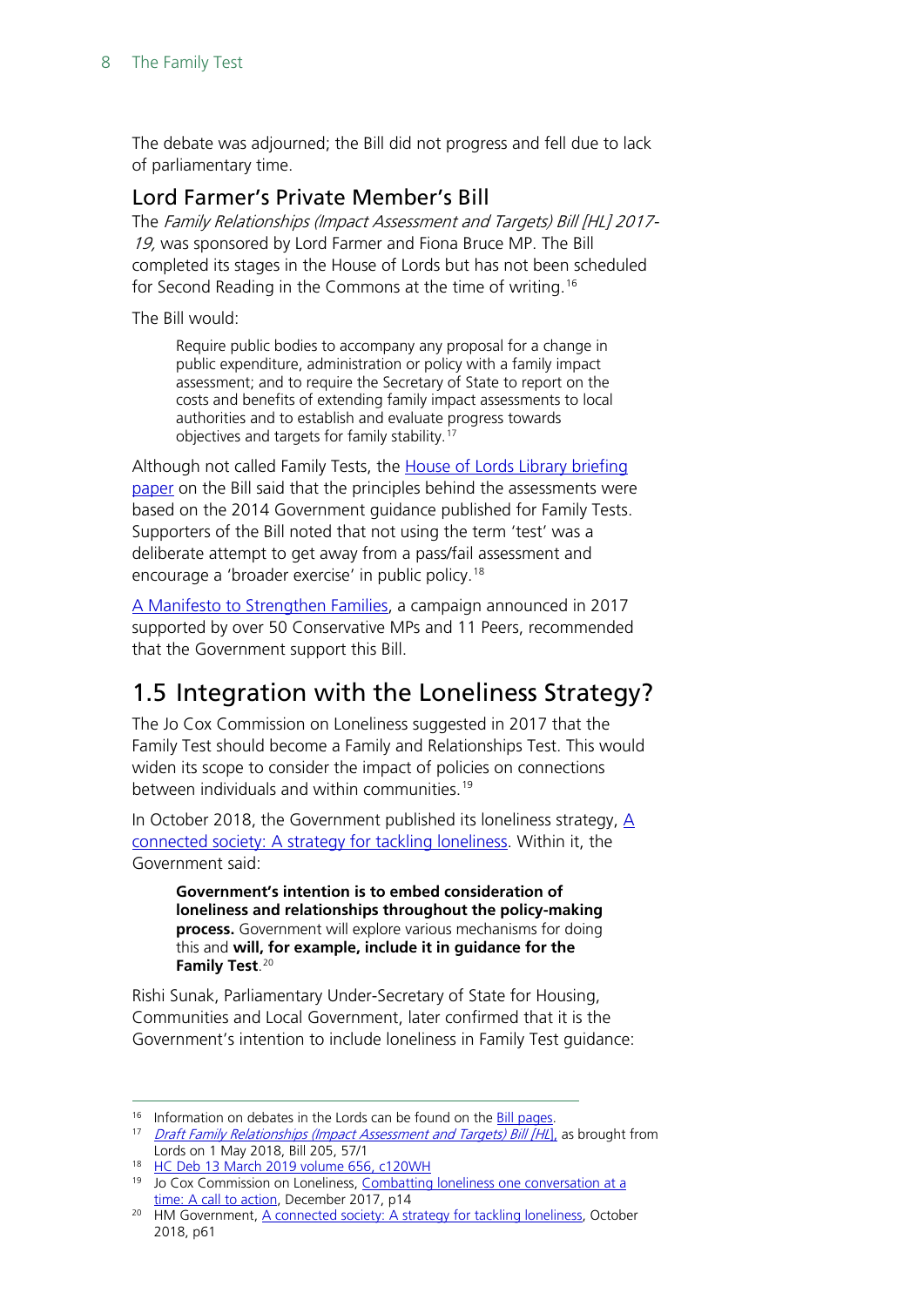The debate was adjourned; the Bill did not progress and fell due to lack of parliamentary time.

### Lord Farmer's Private Member's Bill

The *Family Relationships (Impact Assessment and Targets) Bill [HL] 2017-19,* was sponsored by Lord Farmer and Fiona Bruce MP. The Bill completed its stages in the House of Lords but has not been scheduled for Second Reading in the Commons at the time of writing.[16]

The Bill would:

> Require public bodies to accompany any proposal for a change in public expenditure, administration or policy with a family impact assessment; and to require the Secretary of State to report on the costs and benefits of extending family impact assessments to local authorities and to establish and evaluate progress towards objectives and targets for family stability.[17]

Although not called Family Tests, the House of Lords Library briefing paper on the Bill said that the principles behind the assessments were based on the 2014 Government guidance published for Family Tests. Supporters of the Bill noted that not using the term 'test' was a deliberate attempt to get away from a pass/fail assessment and encourage a 'broader exercise' in public policy.[18]

A Manifesto to Strengthen Families, a campaign announced in 2017 supported by over 50 Conservative MPs and 11 Peers, recommended that the Government support this Bill.

## 1.5 Integration with the Loneliness Strategy?

The Jo Cox Commission on Loneliness suggested in 2017 that the Family Test should become a Family and Relationships Test. This would widen its scope to consider the impact of policies on connections between individuals and within communities.[19]

In October 2018, the Government published its loneliness strategy, A connected society: A strategy for tackling loneliness. Within it, the Government said:

> **Government's intention is to embed consideration of loneliness and relationships throughout the policy-making process.** Government will explore various mechanisms for doing this and **will, for example, include it in guidance for the Family Test**.[20]

Rishi Sunak, Parliamentary Under-Secretary of State for Housing, Communities and Local Government, later confirmed that it is the Government's intention to include loneliness in Family Test guidance:

---

[16] Information on debates in the Lords can be found on the Bill pages.

[17] *Draft Family Relationships (Impact Assessment and Targets) Bill [HL]*, as brought from Lords on 1 May 2018, Bill 205, 57/1

[18] HC Deb 13 March 2019 volume 656, c120WH

[19] Jo Cox Commission on Loneliness, Combatting loneliness one conversation at a time: A call to action, December 2017, p14

[20] HM Government, A connected society: A strategy for tackling loneliness, October 2018, p61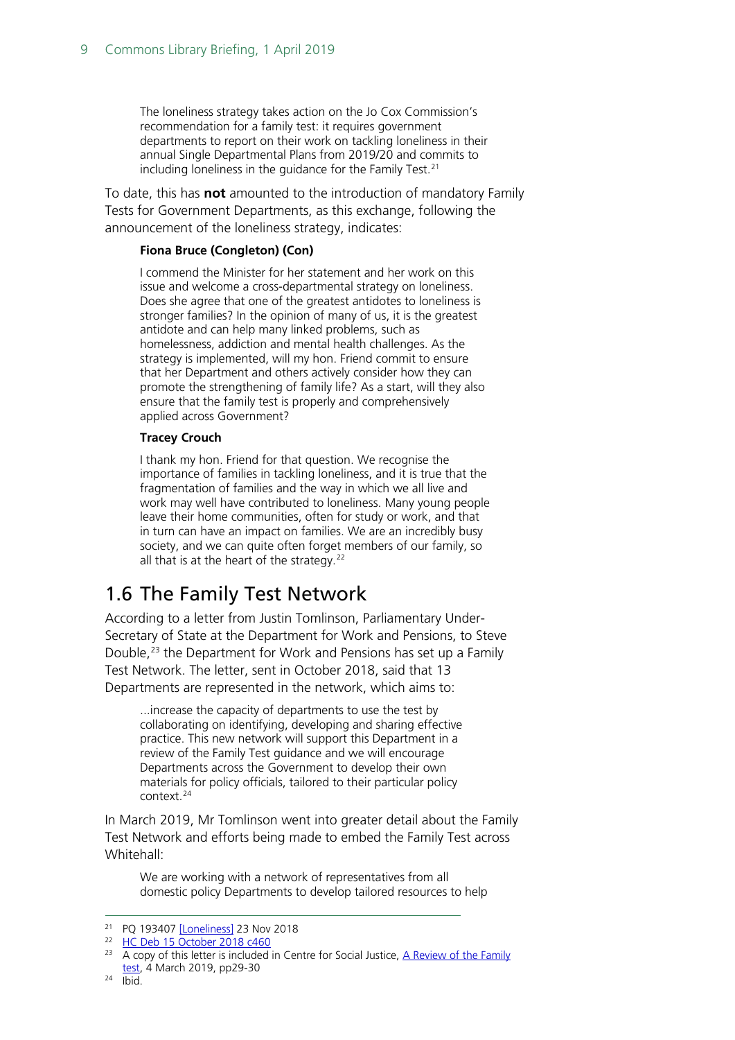> The loneliness strategy takes action on the Jo Cox Commission's recommendation for a family test: it requires government departments to report on their work on tackling loneliness in their annual Single Departmental Plans from 2019/20 and commits to including loneliness in the guidance for the Family Test.[21]

To date, this has **not** amounted to the introduction of mandatory Family Tests for Government Departments, as this exchange, following the announcement of the loneliness strategy, indicates:

> **Fiona Bruce (Congleton) (Con)**
>
> I commend the Minister for her statement and her work on this issue and welcome a cross-departmental strategy on loneliness. Does she agree that one of the greatest antidotes to loneliness is stronger families? In the opinion of many of us, it is the greatest antidote and can help many linked problems, such as homelessness, addiction and mental health challenges. As the strategy is implemented, will my hon. Friend commit to ensure that her Department and others actively consider how they can promote the strengthening of family life? As a start, will they also ensure that the family test is properly and comprehensively applied across Government?
>
> **Tracey Crouch**
>
> I thank my hon. Friend for that question. We recognise the importance of families in tackling loneliness, and it is true that the fragmentation of families and the way in which we all live and work may well have contributed to loneliness. Many young people leave their home communities, often for study or work, and that in turn can have an impact on families. We are an incredibly busy society, and we can quite often forget members of our family, so all that is at the heart of the strategy.[22]

## 1.6 The Family Test Network

According to a letter from Justin Tomlinson, Parliamentary Under-Secretary of State at the Department for Work and Pensions, to Steve Double,[23] the Department for Work and Pensions has set up a Family Test Network. The letter, sent in October 2018, said that 13 Departments are represented in the network, which aims to:

> ...increase the capacity of departments to use the test by collaborating on identifying, developing and sharing effective practice. This new network will support this Department in a review of the Family Test guidance and we will encourage Departments across the Government to develop their own materials for policy officials, tailored to their particular policy context.[24]

In March 2019, Mr Tomlinson went into greater detail about the Family Test Network and efforts being made to embed the Family Test across Whitehall:

> We are working with a network of representatives from all domestic policy Departments to develop tailored resources to help

---

[21] PQ 193407 [Loneliness] 23 Nov 2018

[22] HC Deb 15 October 2018 c460

[23] A copy of this letter is included in Centre for Social Justice, A Review of the Family test, 4 March 2019, pp29-30

[24] Ibid.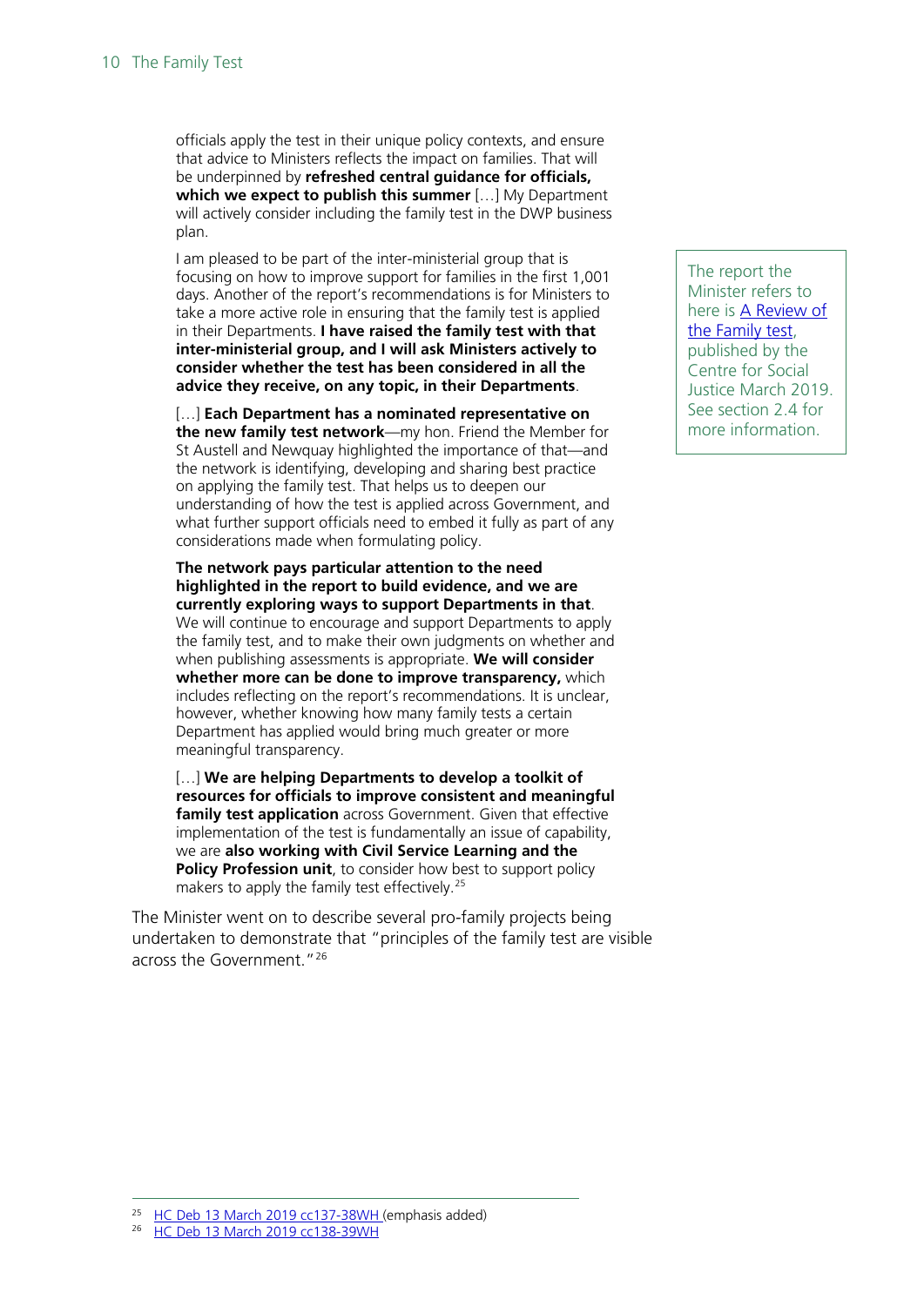> officials apply the test in their unique policy contexts, and ensure that advice to Ministers reflects the impact on families. That will be underpinned by **refreshed central guidance for officials, which we expect to publish this summer** […] My Department will actively consider including the family test in the DWP business plan.
>
> I am pleased to be part of the inter-ministerial group that is focusing on how to improve support for families in the first 1,001 days. Another of the report's recommendations is for Ministers to take a more active role in ensuring that the family test is applied in their Departments. **I have raised the family test with that inter-ministerial group, and I will ask Ministers actively to consider whether the test has been considered in all the advice they receive, on any topic, in their Departments**.
>
> […] **Each Department has a nominated representative on the new family test network**—my hon. Friend the Member for St Austell and Newquay highlighted the importance of that—and the network is identifying, developing and sharing best practice on applying the family test. That helps us to deepen our understanding of how the test is applied across Government, and what further support officials need to embed it fully as part of any considerations made when formulating policy.
>
> **The network pays particular attention to the need highlighted in the report to build evidence, and we are currently exploring ways to support Departments in that**. We will continue to encourage and support Departments to apply the family test, and to make their own judgments on whether and when publishing assessments is appropriate. **We will consider whether more can be done to improve transparency,** which includes reflecting on the report's recommendations. It is unclear, however, whether knowing how many family tests a certain Department has applied would bring much greater or more meaningful transparency.
>
> […] **We are helping Departments to develop a toolkit of resources for officials to improve consistent and meaningful family test application** across Government. Given that effective implementation of the test is fundamentally an issue of capability, we are **also working with Civil Service Learning and the Policy Profession unit**, to consider how best to support policy makers to apply the family test effectively.[25]

The report the Minister refers to here is A Review of the Family test, published by the Centre for Social Justice March 2019. See section 2.4 for more information.

The Minister went on to describe several pro-family projects being undertaken to demonstrate that "principles of the family test are visible across the Government."[26]

---

[25] HC Deb 13 March 2019 cc137-38WH (emphasis added)

[26] HC Deb 13 March 2019 cc138-39WH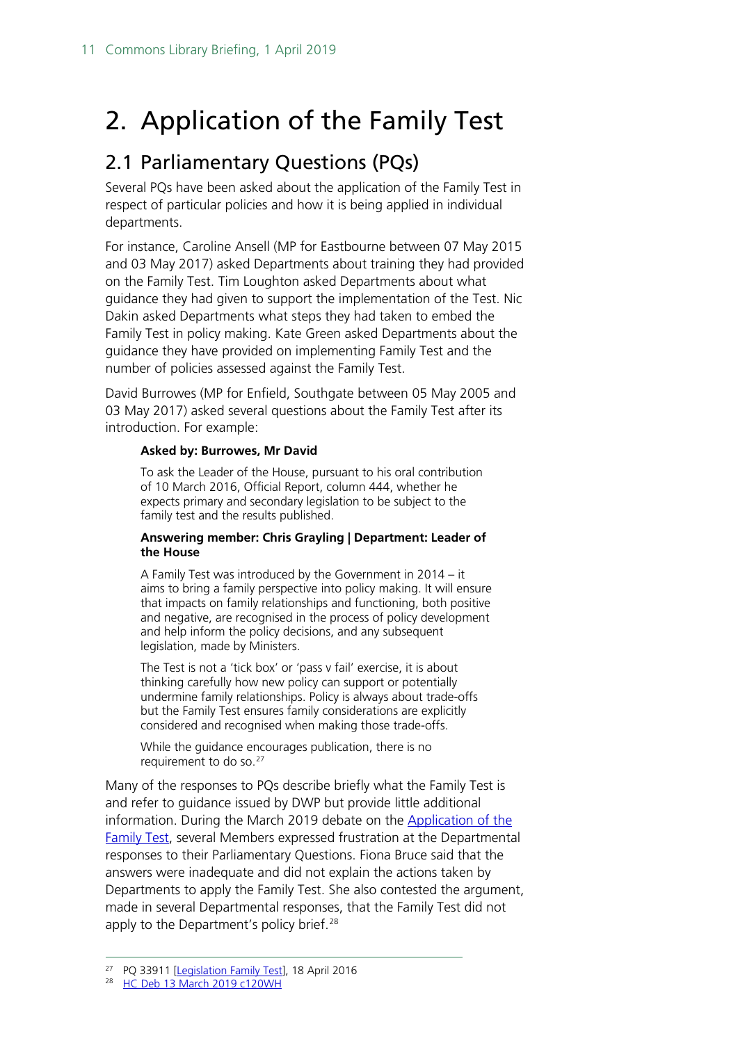# 2. Application of the Family Test

## 2.1 Parliamentary Questions (PQs)

Several PQs have been asked about the application of the Family Test in respect of particular policies and how it is being applied in individual departments.

For instance, Caroline Ansell (MP for Eastbourne between 07 May 2015 and 03 May 2017) asked Departments about training they had provided on the Family Test. Tim Loughton asked Departments about what guidance they had given to support the implementation of the Test. Nic Dakin asked Departments what steps they had taken to embed the Family Test in policy making. Kate Green asked Departments about the guidance they have provided on implementing Family Test and the number of policies assessed against the Family Test.

David Burrowes (MP for Enfield, Southgate between 05 May 2005 and 03 May 2017) asked several questions about the Family Test after its introduction. For example:

> **Asked by: Burrowes, Mr David**
>
> To ask the Leader of the House, pursuant to his oral contribution of 10 March 2016, Official Report, column 444, whether he expects primary and secondary legislation to be subject to the family test and the results published.
>
> **Answering member: Chris Grayling | Department: Leader of the House**
>
> A Family Test was introduced by the Government in 2014 – it aims to bring a family perspective into policy making. It will ensure that impacts on family relationships and functioning, both positive and negative, are recognised in the process of policy development and help inform the policy decisions, and any subsequent legislation, made by Ministers.
>
> The Test is not a 'tick box' or 'pass v fail' exercise, it is about thinking carefully how new policy can support or potentially undermine family relationships. Policy is always about trade-offs but the Family Test ensures family considerations are explicitly considered and recognised when making those trade-offs.
>
> While the guidance encourages publication, there is no requirement to do so.[27]

Many of the responses to PQs describe briefly what the Family Test is and refer to guidance issued by DWP but provide little additional information. During the March 2019 debate on the Application of the Family Test, several Members expressed frustration at the Departmental responses to their Parliamentary Questions. Fiona Bruce said that the answers were inadequate and did not explain the actions taken by Departments to apply the Family Test. She also contested the argument, made in several Departmental responses, that the Family Test did not apply to the Department's policy brief.[28]

---

[27] PQ 33911 [Legislation Family Test], 18 April 2016

[28] HC Deb 13 March 2019 c120WH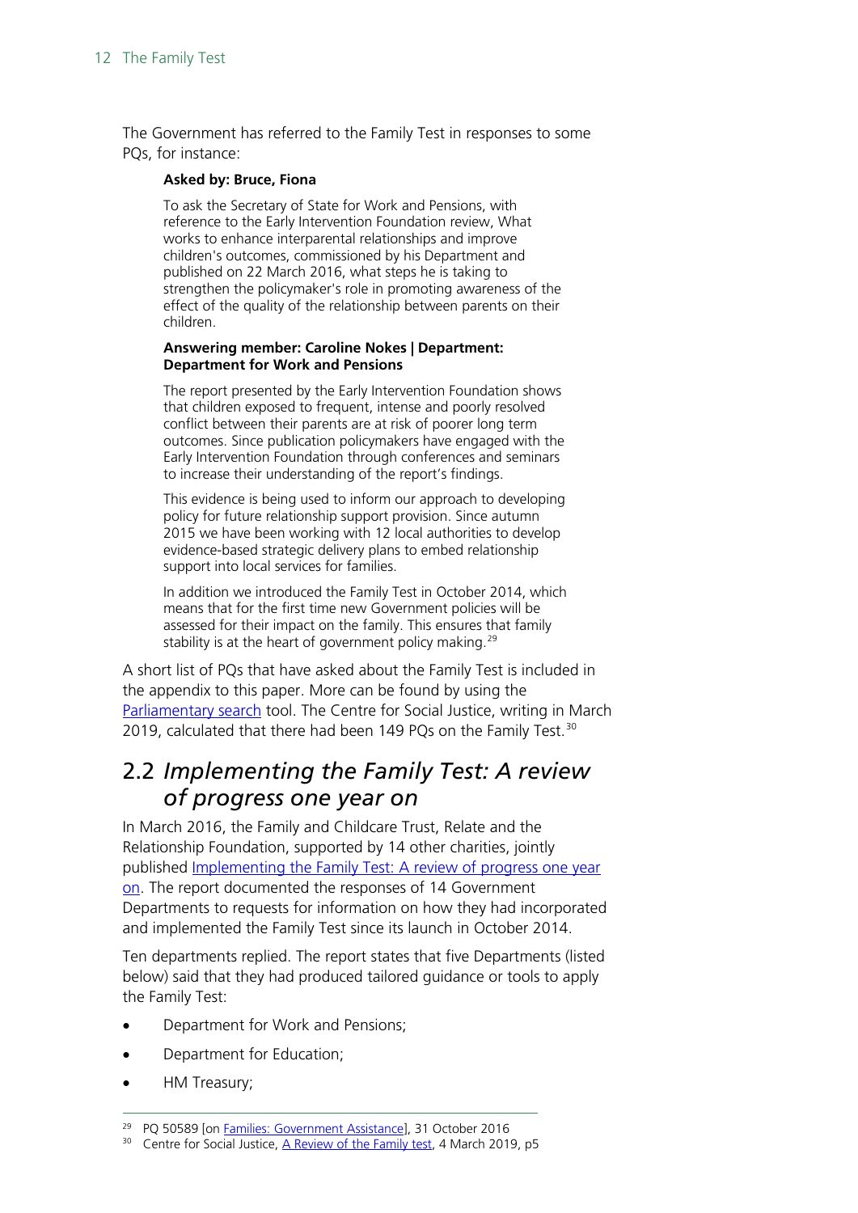The Government has referred to the Family Test in responses to some PQs, for instance:

> **Asked by: Bruce, Fiona**
>
> To ask the Secretary of State for Work and Pensions, with reference to the Early Intervention Foundation review, What works to enhance interparental relationships and improve children's outcomes, commissioned by his Department and published on 22 March 2016, what steps he is taking to strengthen the policymaker's role in promoting awareness of the effect of the quality of the relationship between parents on their children.
>
> **Answering member: Caroline Nokes | Department: Department for Work and Pensions**
>
> The report presented by the Early Intervention Foundation shows that children exposed to frequent, intense and poorly resolved conflict between their parents are at risk of poorer long term outcomes. Since publication policymakers have engaged with the Early Intervention Foundation through conferences and seminars to increase their understanding of the report's findings.
>
> This evidence is being used to inform our approach to developing policy for future relationship support provision. Since autumn 2015 we have been working with 12 local authorities to develop evidence-based strategic delivery plans to embed relationship support into local services for families.
>
> In addition we introduced the Family Test in October 2014, which means that for the first time new Government policies will be assessed for their impact on the family. This ensures that family stability is at the heart of government policy making.[29]

A short list of PQs that have asked about the Family Test is included in the appendix to this paper. More can be found by using the Parliamentary search tool. The Centre for Social Justice, writing in March 2019, calculated that there had been 149 PQs on the Family Test.[30]

## 2.2 *Implementing the Family Test: A review of progress one year on*

In March 2016, the Family and Childcare Trust, Relate and the Relationship Foundation, supported by 14 other charities, jointly published Implementing the Family Test: A review of progress one year on. The report documented the responses of 14 Government Departments to requests for information on how they had incorporated and implemented the Family Test since its launch in October 2014.

Ten departments replied. The report states that five Departments (listed below) said that they had produced tailored guidance or tools to apply the Family Test:

- Department for Work and Pensions;
- Department for Education;
- HM Treasury;

---

[29] PQ 50589 [on Families: Government Assistance], 31 October 2016

[30] Centre for Social Justice, A Review of the Family test, 4 March 2019, p5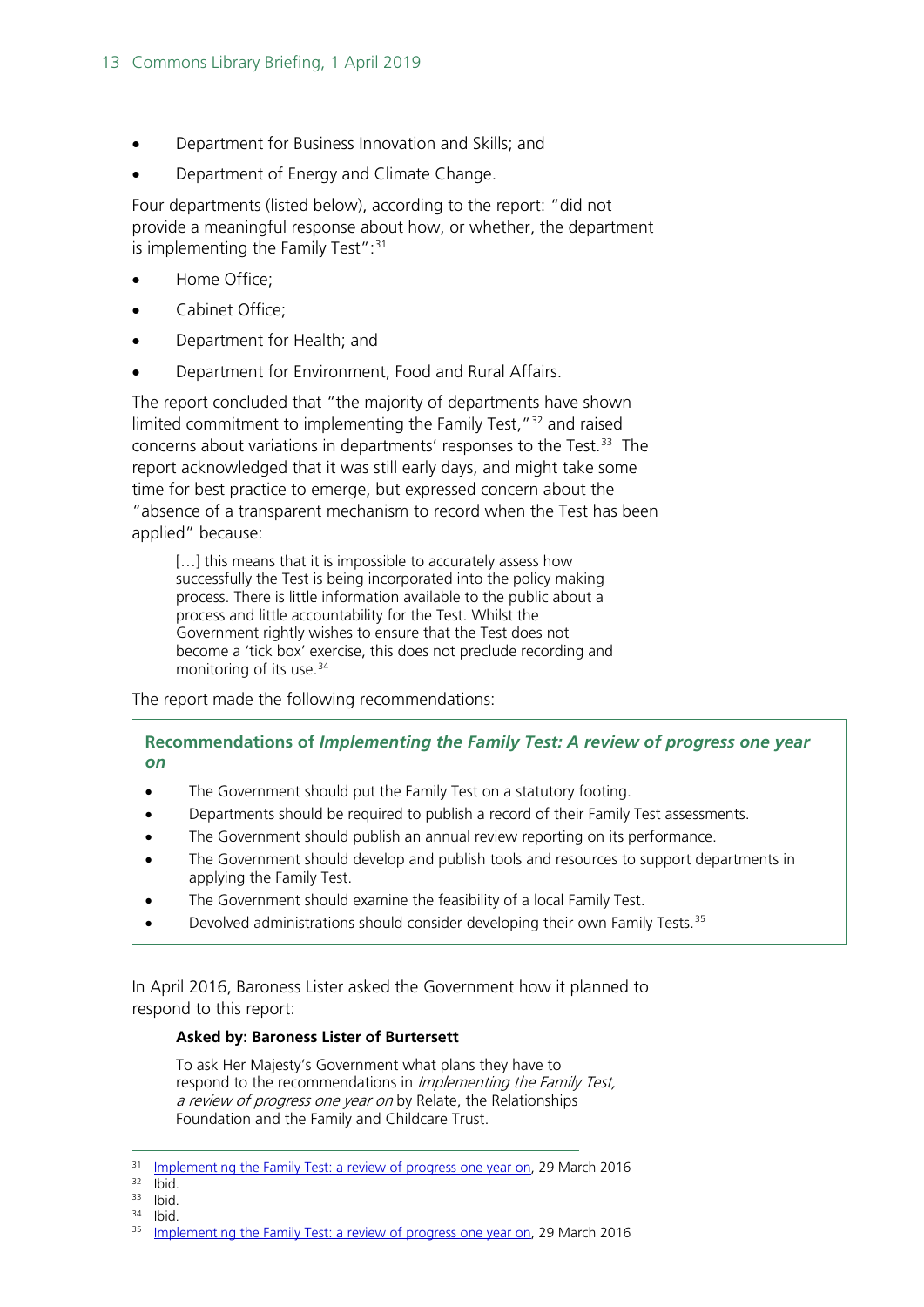- Department for Business Innovation and Skills; and
- Department of Energy and Climate Change.

Four departments (listed below), according to the report: "did not provide a meaningful response about how, or whether, the department is implementing the Family Test":[31]

- Home Office;
- Cabinet Office;
- Department for Health; and
- Department for Environment, Food and Rural Affairs.

The report concluded that "the majority of departments have shown limited commitment to implementing the Family Test,"[32] and raised concerns about variations in departments' responses to the Test.[33] The report acknowledged that it was still early days, and might take some time for best practice to emerge, but expressed concern about the "absence of a transparent mechanism to record when the Test has been applied" because:

> […] this means that it is impossible to accurately assess how successfully the Test is being incorporated into the policy making process. There is little information available to the public about a process and little accountability for the Test. Whilst the Government rightly wishes to ensure that the Test does not become a 'tick box' exercise, this does not preclude recording and monitoring of its use.[34]

The report made the following recommendations:

> **Recommendations of *Implementing the Family Test: A review of progress one year on***
>
> - The Government should put the Family Test on a statutory footing.
> - Departments should be required to publish a record of their Family Test assessments.
> - The Government should publish an annual review reporting on its performance.
> - The Government should develop and publish tools and resources to support departments in applying the Family Test.
> - The Government should examine the feasibility of a local Family Test.
> - Devolved administrations should consider developing their own Family Tests.[35]

In April 2016, Baroness Lister asked the Government how it planned to respond to this report:

> **Asked by: Baroness Lister of Burtersett**
>
> To ask Her Majesty's Government what plans they have to respond to the recommendations in *Implementing the Family Test, a review of progress one year on* by Relate, the Relationships Foundation and the Family and Childcare Trust.

---

[31] Implementing the Family Test: a review of progress one year on, 29 March 2016
[32] Ibid.
[33] Ibid.
[34] Ibid.
[35] Implementing the Family Test: a review of progress one year on, 29 March 2016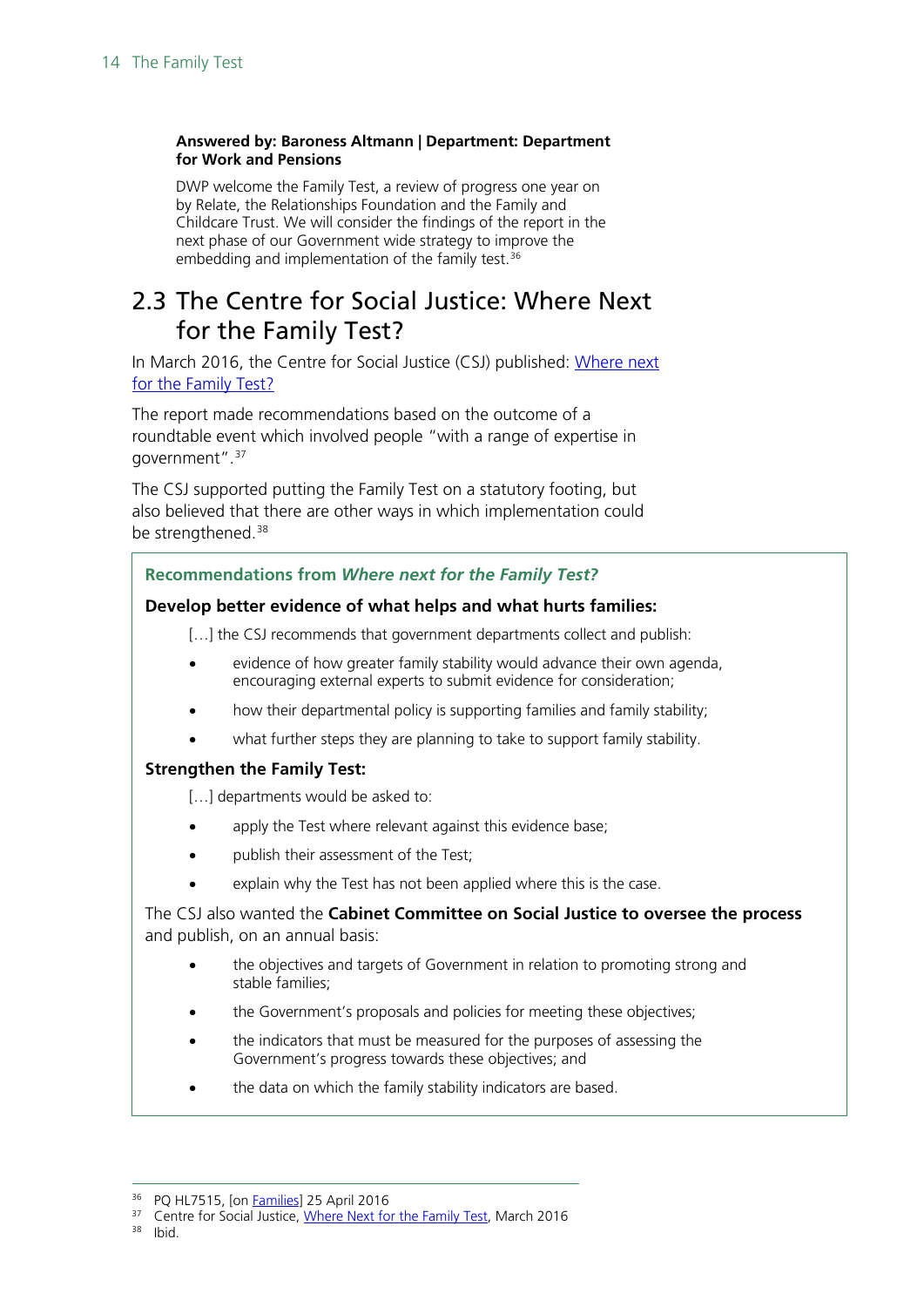**Answered by: Baroness Altmann | Department: Department for Work and Pensions**

DWP welcome the Family Test, a review of progress one year on by Relate, the Relationships Foundation and the Family and Childcare Trust. We will consider the findings of the report in the next phase of our Government wide strategy to improve the embedding and implementation of the family test.[36]

## 2.3 The Centre for Social Justice: Where Next for the Family Test?

In March 2016, the Centre for Social Justice (CSJ) published: Where next for the Family Test?

The report made recommendations based on the outcome of a roundtable event which involved people "with a range of expertise in government".[37]

The CSJ supported putting the Family Test on a statutory footing, but also believed that there are other ways in which implementation could be strengthened.[38]

### Recommendations from *Where next for the Family Test?*

**Develop better evidence of what helps and what hurts families:**

[…] the CSJ recommends that government departments collect and publish:

- evidence of how greater family stability would advance their own agenda, encouraging external experts to submit evidence for consideration;
- how their departmental policy is supporting families and family stability;
- what further steps they are planning to take to support family stability.

**Strengthen the Family Test:**

[…] departments would be asked to:

- apply the Test where relevant against this evidence base;
- publish their assessment of the Test;
- explain why the Test has not been applied where this is the case.

The CSJ also wanted the **Cabinet Committee on Social Justice to oversee the process** and publish, on an annual basis:

- the objectives and targets of Government in relation to promoting strong and stable families;
- the Government's proposals and policies for meeting these objectives;
- the indicators that must be measured for the purposes of assessing the Government's progress towards these objectives; and
- the data on which the family stability indicators are based.

---

36 PQ HL7515, [on Families] 25 April 2016

37 Centre for Social Justice, Where Next for the Family Test, March 2016

38 Ibid.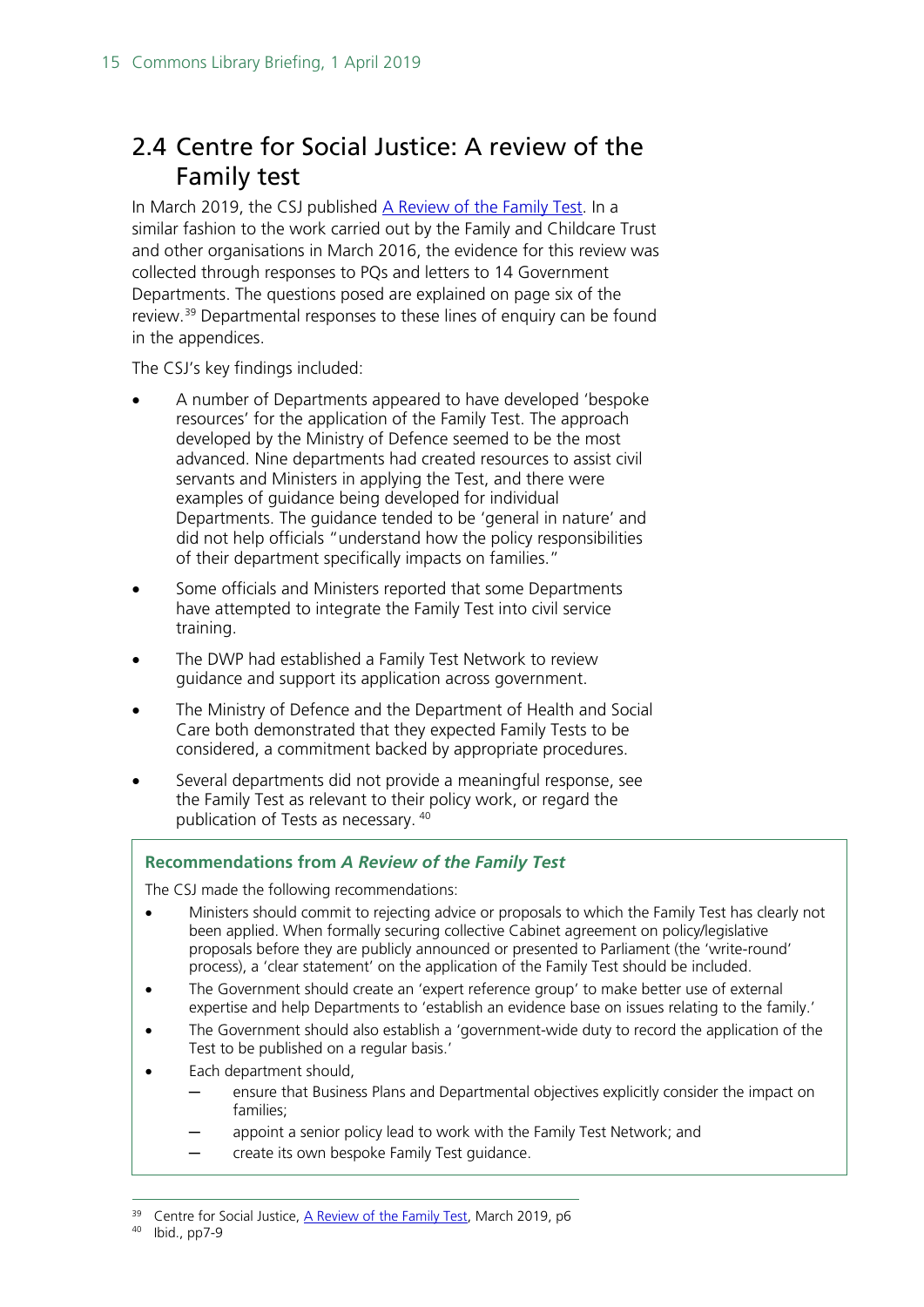## 2.4 Centre for Social Justice: A review of the Family test

In March 2019, the CSJ published A Review of the Family Test. In a similar fashion to the work carried out by the Family and Childcare Trust and other organisations in March 2016, the evidence for this review was collected through responses to PQs and letters to 14 Government Departments. The questions posed are explained on page six of the review.[39] Departmental responses to these lines of enquiry can be found in the appendices.

The CSJ's key findings included:

- A number of Departments appeared to have developed 'bespoke resources' for the application of the Family Test. The approach developed by the Ministry of Defence seemed to be the most advanced. Nine departments had created resources to assist civil servants and Ministers in applying the Test, and there were examples of guidance being developed for individual Departments. The guidance tended to be 'general in nature' and did not help officials "understand how the policy responsibilities of their department specifically impacts on families."
- Some officials and Ministers reported that some Departments have attempted to integrate the Family Test into civil service training.
- The DWP had established a Family Test Network to review guidance and support its application across government.
- The Ministry of Defence and the Department of Health and Social Care both demonstrated that they expected Family Tests to be considered, a commitment backed by appropriate procedures.
- Several departments did not provide a meaningful response, see the Family Test as relevant to their policy work, or regard the publication of Tests as necessary. [40]

**Recommendations from *A Review of the Family Test***

The CSJ made the following recommendations:

- Ministers should commit to rejecting advice or proposals to which the Family Test has clearly not been applied. When formally securing collective Cabinet agreement on policy/legislative proposals before they are publicly announced or presented to Parliament (the 'write-round' process), a 'clear statement' on the application of the Family Test should be included.
- The Government should create an 'expert reference group' to make better use of external expertise and help Departments to 'establish an evidence base on issues relating to the family.'
- The Government should also establish a 'government-wide duty to record the application of the Test to be published on a regular basis.'
- Each department should,
  - ensure that Business Plans and Departmental objectives explicitly consider the impact on families;
  - appoint a senior policy lead to work with the Family Test Network; and
  - create its own bespoke Family Test guidance.

---

[39] Centre for Social Justice, A Review of the Family Test, March 2019, p6

[40] Ibid., pp7-9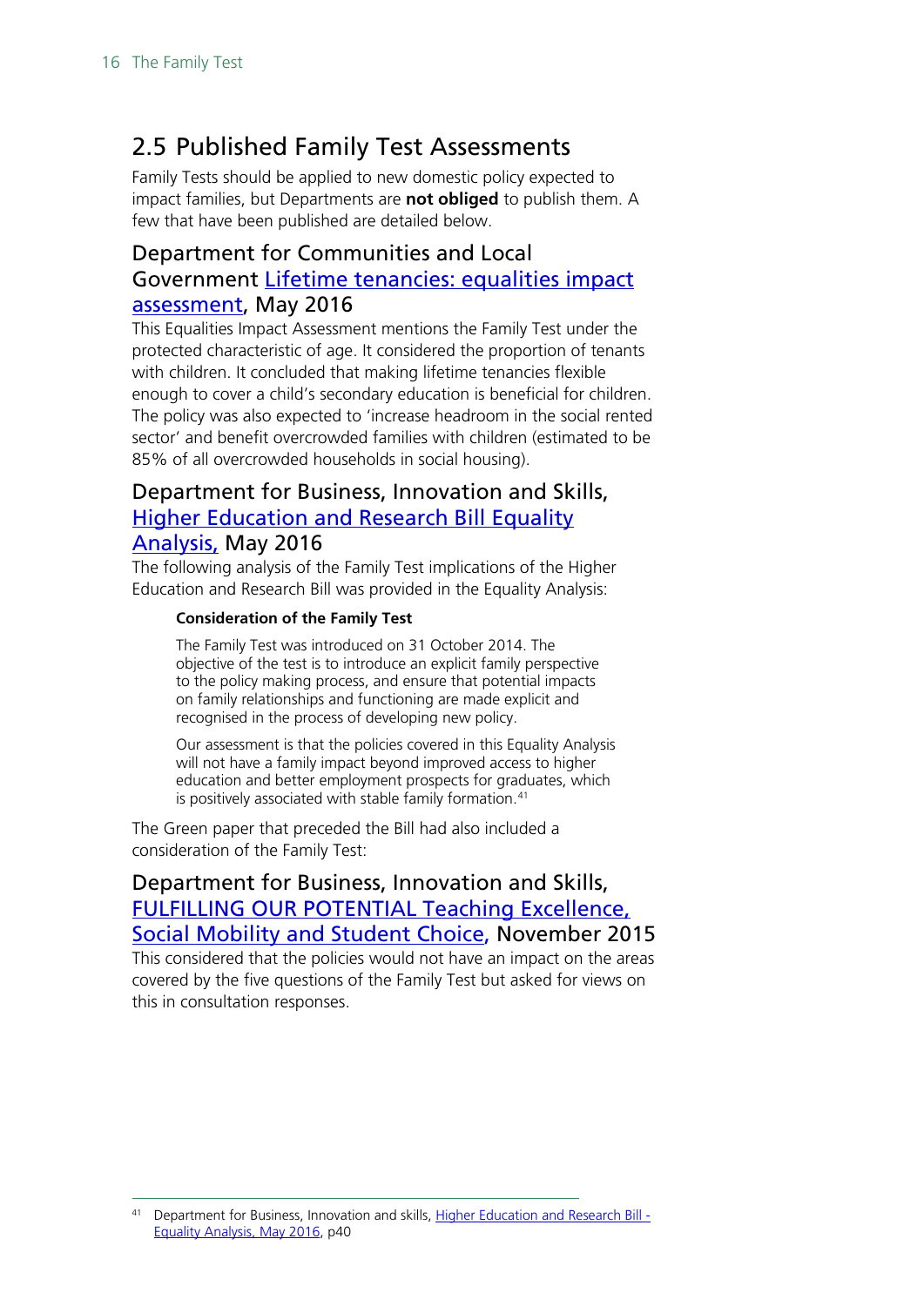## 2.5 Published Family Test Assessments

Family Tests should be applied to new domestic policy expected to impact families, but Departments are **not obliged** to publish them. A few that have been published are detailed below.

### Department for Communities and Local Government Lifetime tenancies: equalities impact assessment, May 2016

This Equalities Impact Assessment mentions the Family Test under the protected characteristic of age. It considered the proportion of tenants with children. It concluded that making lifetime tenancies flexible enough to cover a child's secondary education is beneficial for children. The policy was also expected to 'increase headroom in the social rented sector' and benefit overcrowded families with children (estimated to be 85% of all overcrowded households in social housing).

### Department for Business, Innovation and Skills, Higher Education and Research Bill Equality Analysis, May 2016

The following analysis of the Family Test implications of the Higher Education and Research Bill was provided in the Equality Analysis:

> **Consideration of the Family Test**
>
> The Family Test was introduced on 31 October 2014. The objective of the test is to introduce an explicit family perspective to the policy making process, and ensure that potential impacts on family relationships and functioning are made explicit and recognised in the process of developing new policy.
>
> Our assessment is that the policies covered in this Equality Analysis will not have a family impact beyond improved access to higher education and better employment prospects for graduates, which is positively associated with stable family formation.[41]

The Green paper that preceded the Bill had also included a consideration of the Family Test:

### Department for Business, Innovation and Skills, FULFILLING OUR POTENTIAL Teaching Excellence, Social Mobility and Student Choice, November 2015

This considered that the policies would not have an impact on the areas covered by the five questions of the Family Test but asked for views on this in consultation responses.

[41] Department for Business, Innovation and skills, Higher Education and Research Bill - Equality Analysis, May 2016, p40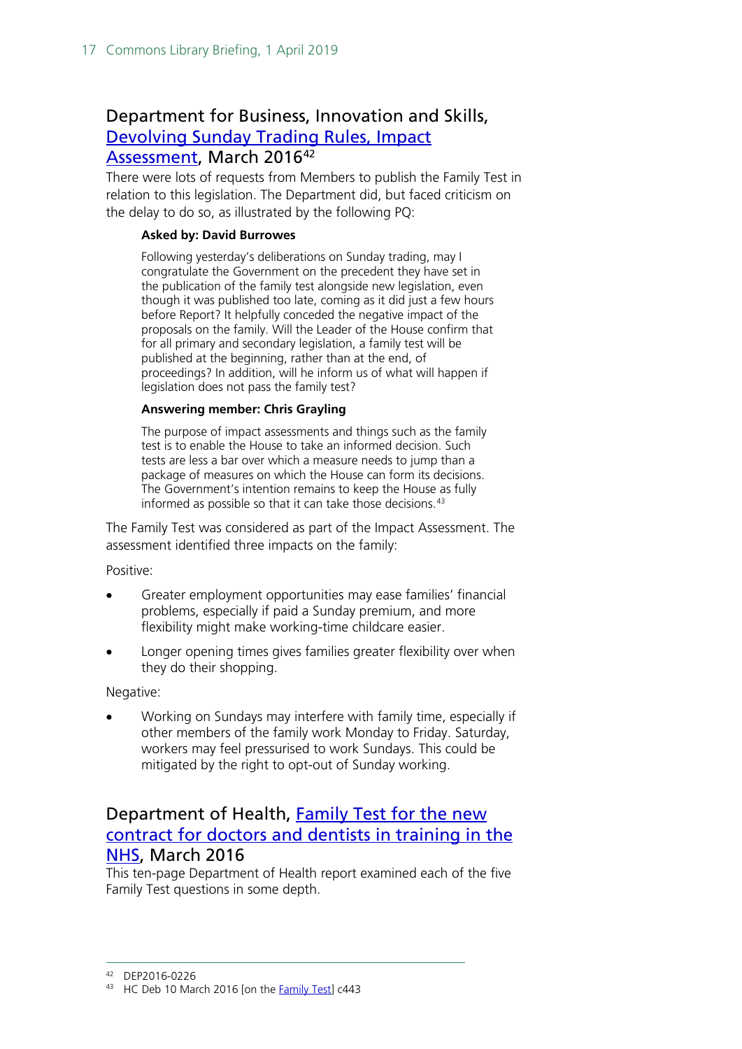## Department for Business, Innovation and Skills, Devolving Sunday Trading Rules, Impact Assessment, March 2016[42]

There were lots of requests from Members to publish the Family Test in relation to this legislation. The Department did, but faced criticism on the delay to do so, as illustrated by the following PQ:

> **Asked by: David Burrowes**
>
> Following yesterday's deliberations on Sunday trading, may I congratulate the Government on the precedent they have set in the publication of the family test alongside new legislation, even though it was published too late, coming as it did just a few hours before Report? It helpfully conceded the negative impact of the proposals on the family. Will the Leader of the House confirm that for all primary and secondary legislation, a family test will be published at the beginning, rather than at the end, of proceedings? In addition, will he inform us of what will happen if legislation does not pass the family test?
>
> **Answering member: Chris Grayling**
>
> The purpose of impact assessments and things such as the family test is to enable the House to take an informed decision. Such tests are less a bar over which a measure needs to jump than a package of measures on which the House can form its decisions. The Government's intention remains to keep the House as fully informed as possible so that it can take those decisions.[43]

The Family Test was considered as part of the Impact Assessment. The assessment identified three impacts on the family:

Positive:

- Greater employment opportunities may ease families' financial problems, especially if paid a Sunday premium, and more flexibility might make working-time childcare easier.
- Longer opening times gives families greater flexibility over when they do their shopping.

Negative:

- Working on Sundays may interfere with family time, especially if other members of the family work Monday to Friday. Saturday, workers may feel pressurised to work Sundays. This could be mitigated by the right to opt-out of Sunday working.

## Department of Health, Family Test for the new contract for doctors and dentists in training in the NHS, March 2016

This ten-page Department of Health report examined each of the five Family Test questions in some depth.

---

[42] DEP2016-0226

[43] HC Deb 10 March 2016 [on the Family Test] c443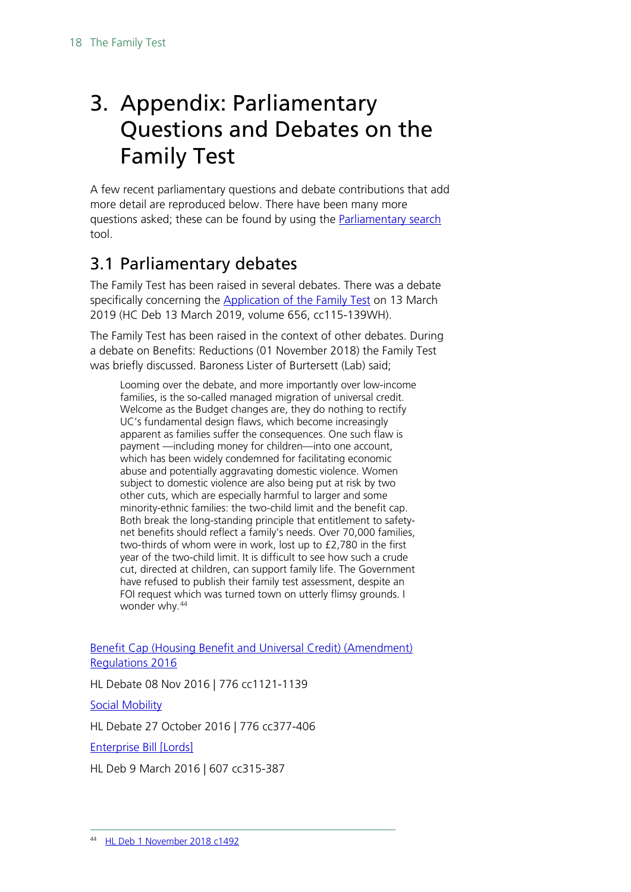# 3. Appendix: Parliamentary Questions and Debates on the Family Test

A few recent parliamentary questions and debate contributions that add more detail are reproduced below. There have been many more questions asked; these can be found by using the Parliamentary search tool.

## 3.1 Parliamentary debates

The Family Test has been raised in several debates. There was a debate specifically concerning the Application of the Family Test on 13 March 2019 (HC Deb 13 March 2019, volume 656, cc115-139WH).

The Family Test has been raised in the context of other debates. During a debate on Benefits: Reductions (01 November 2018) the Family Test was briefly discussed. Baroness Lister of Burtersett (Lab) said;

> Looming over the debate, and more importantly over low-income families, is the so-called managed migration of universal credit. Welcome as the Budget changes are, they do nothing to rectify UC's fundamental design flaws, which become increasingly apparent as families suffer the consequences. One such flaw is payment —including money for children—into one account, which has been widely condemned for facilitating economic abuse and potentially aggravating domestic violence. Women subject to domestic violence are also being put at risk by two other cuts, which are especially harmful to larger and some minority-ethnic families: the two-child limit and the benefit cap. Both break the long-standing principle that entitlement to safety-net benefits should reflect a family's needs. Over 70,000 families, two-thirds of whom were in work, lost up to £2,780 in the first year of the two-child limit. It is difficult to see how such a crude cut, directed at children, can support family life. The Government have refused to publish their family test assessment, despite an FOI request which was turned town on utterly flimsy grounds. I wonder why.[44]

Benefit Cap (Housing Benefit and Universal Credit) (Amendment) Regulations 2016

HL Debate 08 Nov 2016 | 776 cc1121-1139

Social Mobility

HL Debate 27 October 2016 | 776 cc377-406

Enterprise Bill [Lords]

HL Deb 9 March 2016 | 607 cc315-387

---

[44] HL Deb 1 November 2018 c1492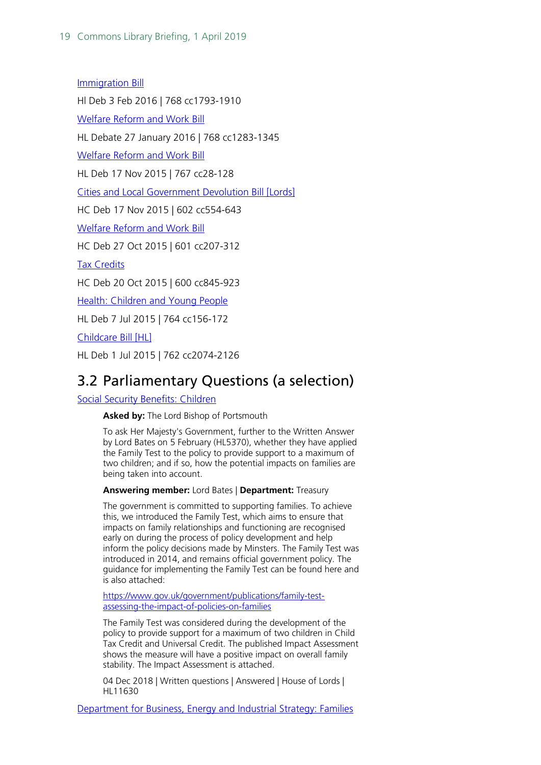[Immigration Bill](#)

Hl Deb 3 Feb 2016 | 768 cc1793-1910

[Welfare Reform and Work Bill](#)

HL Debate 27 January 2016 | 768 cc1283-1345

[Welfare Reform and Work Bill](#)

HL Deb 17 Nov 2015 | 767 cc28-128

[Cities and Local Government Devolution Bill [Lords]](#)

HC Deb 17 Nov 2015 | 602 cc554-643

[Welfare Reform and Work Bill](#)

HC Deb 27 Oct 2015 | 601 cc207-312

[Tax Credits](#)

HC Deb 20 Oct 2015 | 600 cc845-923

[Health: Children and Young People](#)

HL Deb 7 Jul 2015 | 764 cc156-172

[Childcare Bill [HL]](#)

HL Deb 1 Jul 2015 | 762 cc2074-2126

## 3.2 Parliamentary Questions (a selection)

[Social Security Benefits: Children](#)

> **Asked by:** The Lord Bishop of Portsmouth
>
> To ask Her Majesty's Government, further to the Written Answer by Lord Bates on 5 February (HL5370), whether they have applied the Family Test to the policy to provide support to a maximum of two children; and if so, how the potential impacts on families are being taken into account.
>
> **Answering member:** Lord Bates | **Department:** Treasury
>
> The government is committed to supporting families. To achieve this, we introduced the Family Test, which aims to ensure that impacts on family relationships and functioning are recognised early on during the process of policy development and help inform the policy decisions made by Minsters. The Family Test was introduced in 2014, and remains official government policy. The guidance for implementing the Family Test can be found here and is also attached:
>
> [https://www.gov.uk/government/publications/family-test-assessing-the-impact-of-policies-on-families](https://www.gov.uk/government/publications/family-test-assessing-the-impact-of-policies-on-families)
>
> The Family Test was considered during the development of the policy to provide support for a maximum of two children in Child Tax Credit and Universal Credit. The published Impact Assessment shows the measure will have a positive impact on overall family stability. The Impact Assessment is attached.
>
> 04 Dec 2018 | Written questions | Answered | House of Lords | HL11630

[Department for Business, Energy and Industrial Strategy: Families](#)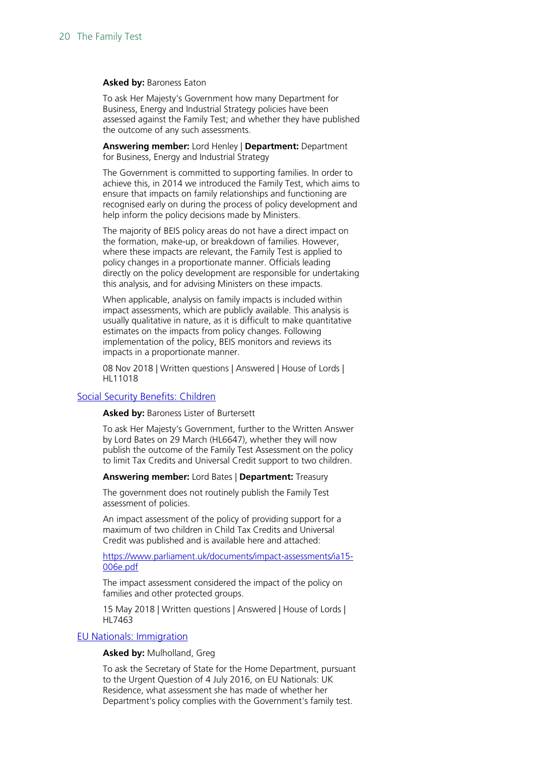**Asked by:** Baroness Eaton

To ask Her Majesty's Government how many Department for Business, Energy and Industrial Strategy policies have been assessed against the Family Test; and whether they have published the outcome of any such assessments.

**Answering member:** Lord Henley | **Department:** Department for Business, Energy and Industrial Strategy

The Government is committed to supporting families. In order to achieve this, in 2014 we introduced the Family Test, which aims to ensure that impacts on family relationships and functioning are recognised early on during the process of policy development and help inform the policy decisions made by Ministers.

The majority of BEIS policy areas do not have a direct impact on the formation, make-up, or breakdown of families. However, where these impacts are relevant, the Family Test is applied to policy changes in a proportionate manner. Officials leading directly on the policy development are responsible for undertaking this analysis, and for advising Ministers on these impacts.

When applicable, analysis on family impacts is included within impact assessments, which are publicly available. This analysis is usually qualitative in nature, as it is difficult to make quantitative estimates on the impacts from policy changes. Following implementation of the policy, BEIS monitors and reviews its impacts in a proportionate manner.

08 Nov 2018 | Written questions | Answered | House of Lords | HL11018

[Social Security Benefits: Children]

**Asked by:** Baroness Lister of Burtersett

To ask Her Majesty's Government, further to the Written Answer by Lord Bates on 29 March (HL6647), whether they will now publish the outcome of the Family Test Assessment on the policy to limit Tax Credits and Universal Credit support to two children.

**Answering member:** Lord Bates | **Department:** Treasury

The government does not routinely publish the Family Test assessment of policies.

An impact assessment of the policy of providing support for a maximum of two children in Child Tax Credits and Universal Credit was published and is available here and attached:

https://www.parliament.uk/documents/impact-assessments/ia15-006e.pdf

The impact assessment considered the impact of the policy on families and other protected groups.

15 May 2018 | Written questions | Answered | House of Lords | HL7463

[EU Nationals: Immigration]

**Asked by:** Mulholland, Greg

To ask the Secretary of State for the Home Department, pursuant to the Urgent Question of 4 July 2016, on EU Nationals: UK Residence, what assessment she has made of whether her Department's policy complies with the Government's family test.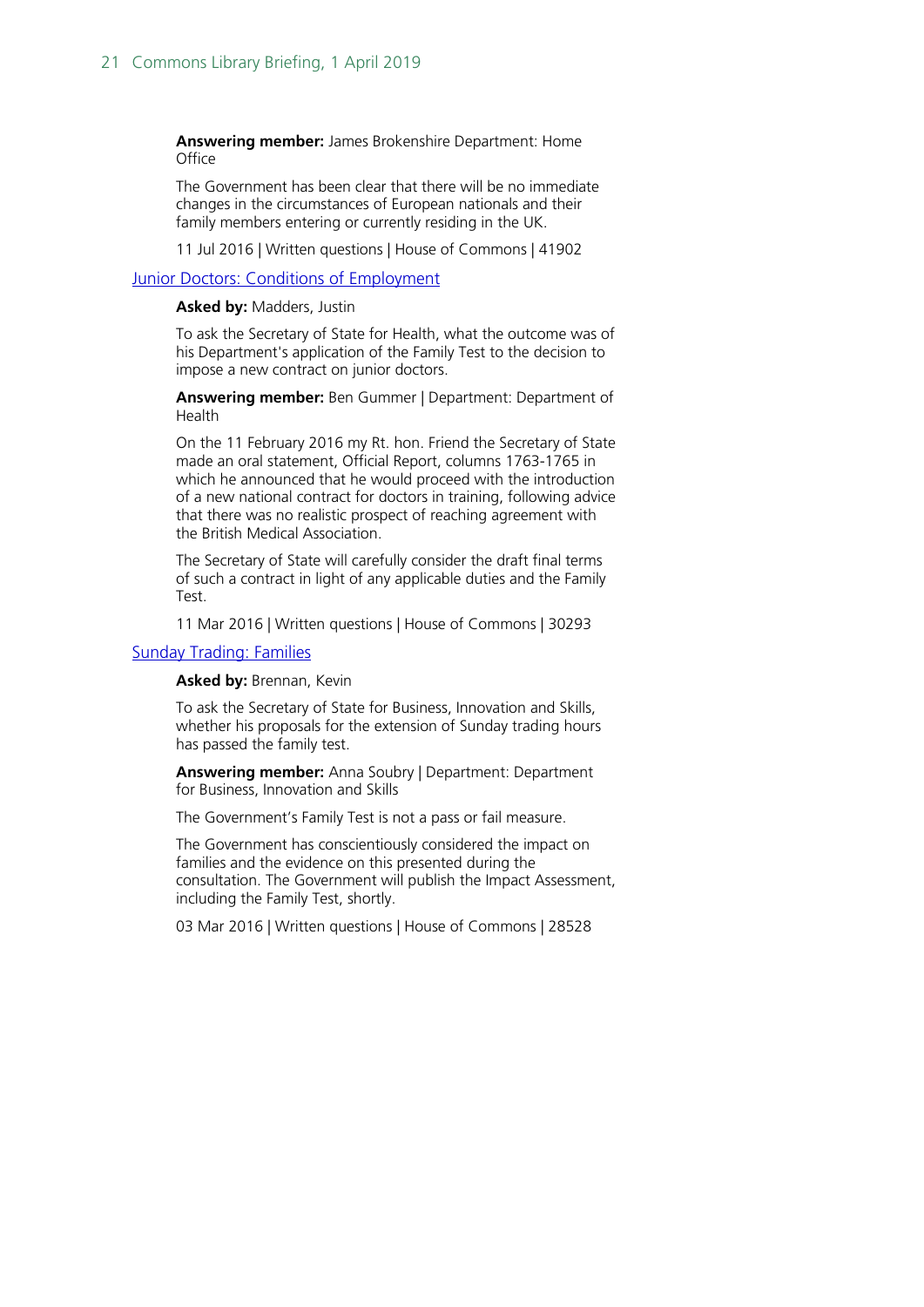**Answering member:** James Brokenshire Department: Home Office

The Government has been clear that there will be no immediate changes in the circumstances of European nationals and their family members entering or currently residing in the UK.

11 Jul 2016 | Written questions | House of Commons | 41902

Junior Doctors: Conditions of Employment

**Asked by:** Madders, Justin

To ask the Secretary of State for Health, what the outcome was of his Department's application of the Family Test to the decision to impose a new contract on junior doctors.

**Answering member:** Ben Gummer | Department: Department of Health

On the 11 February 2016 my Rt. hon. Friend the Secretary of State made an oral statement, Official Report, columns 1763-1765 in which he announced that he would proceed with the introduction of a new national contract for doctors in training, following advice that there was no realistic prospect of reaching agreement with the British Medical Association.

The Secretary of State will carefully consider the draft final terms of such a contract in light of any applicable duties and the Family Test.

11 Mar 2016 | Written questions | House of Commons | 30293

Sunday Trading: Families

**Asked by:** Brennan, Kevin

To ask the Secretary of State for Business, Innovation and Skills, whether his proposals for the extension of Sunday trading hours has passed the family test.

**Answering member:** Anna Soubry | Department: Department for Business, Innovation and Skills

The Government's Family Test is not a pass or fail measure.

The Government has conscientiously considered the impact on families and the evidence on this presented during the consultation. The Government will publish the Impact Assessment, including the Family Test, shortly.

03 Mar 2016 | Written questions | House of Commons | 28528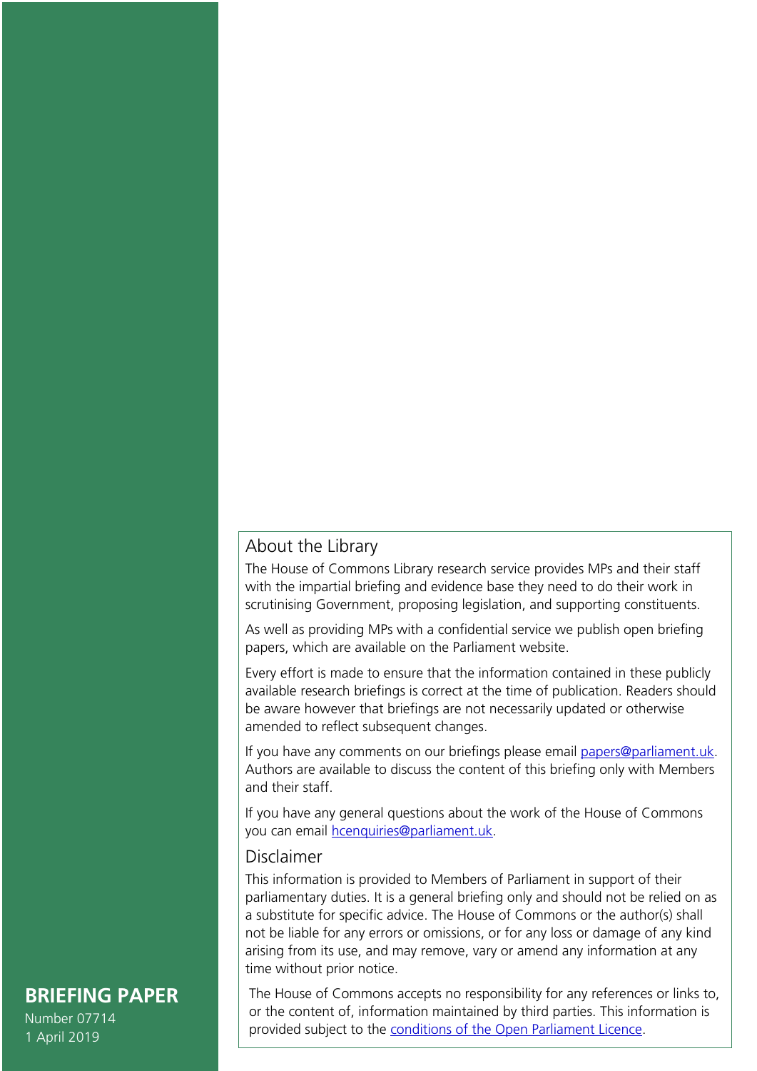## About the Library

The House of Commons Library research service provides MPs and their staff with the impartial briefing and evidence base they need to do their work in scrutinising Government, proposing legislation, and supporting constituents.

As well as providing MPs with a confidential service we publish open briefing papers, which are available on the Parliament website.

Every effort is made to ensure that the information contained in these publicly available research briefings is correct at the time of publication. Readers should be aware however that briefings are not necessarily updated or otherwise amended to reflect subsequent changes.

If you have any comments on our briefings please email papers@parliament.uk. Authors are available to discuss the content of this briefing only with Members and their staff.

If you have any general questions about the work of the House of Commons you can email hcenquiries@parliament.uk.

## Disclaimer

This information is provided to Members of Parliament in support of their parliamentary duties. It is a general briefing only and should not be relied on as a substitute for specific advice. The House of Commons or the author(s) shall not be liable for any errors or omissions, or for any loss or damage of any kind arising from its use, and may remove, vary or amend any information at any time without prior notice.

The House of Commons accepts no responsibility for any references or links to, or the content of, information maintained by third parties. This information is provided subject to the conditions of the Open Parliament Licence.

**BRIEFING PAPER**

Number 07714

1 April 2019